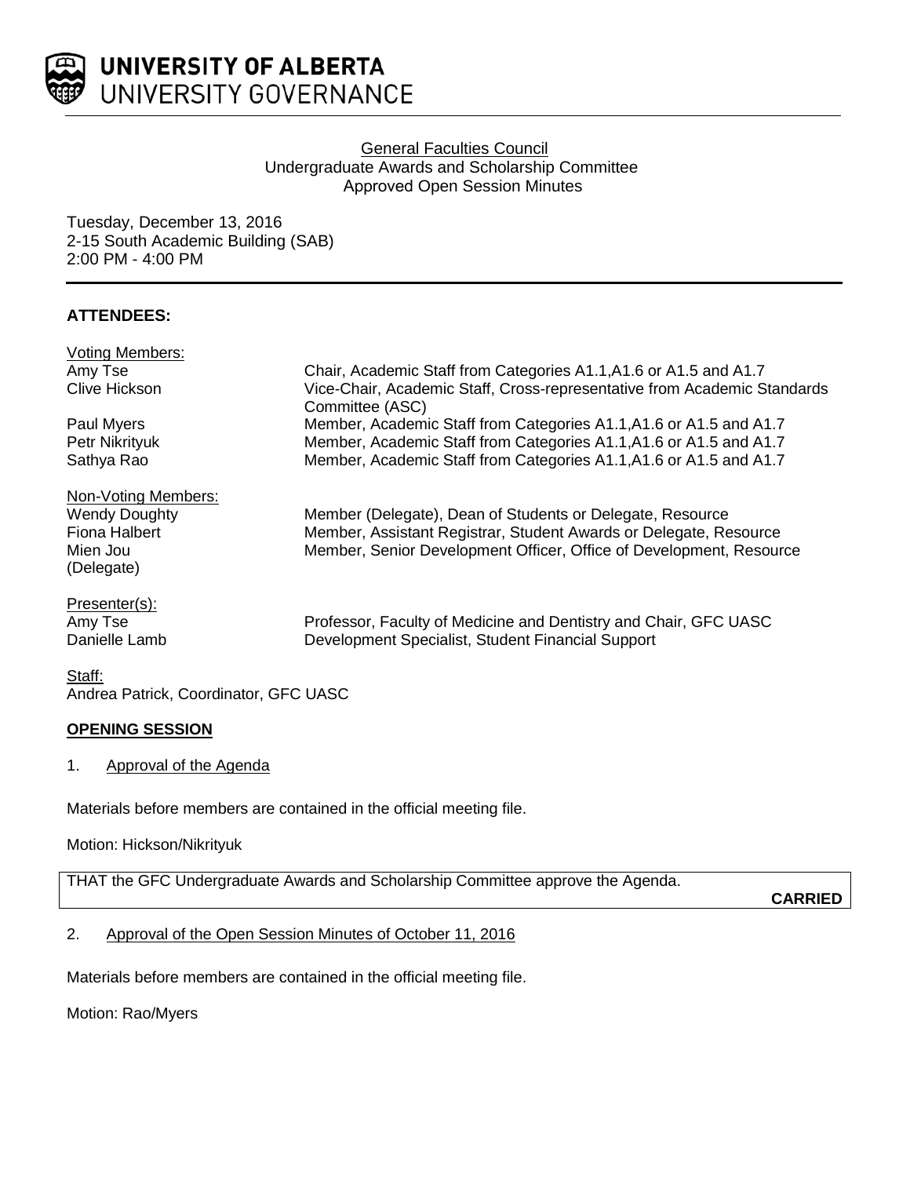**UNIVERSITY OF ALBERTA**
UNIVERSITY GOVERNANCE

General Faculties Council
Undergraduate Awards and Scholarship Committee
Approved Open Session Minutes

Tuesday, December 13, 2016
2-15 South Academic Building (SAB)
2:00 PM - 4:00 PM

## ATTENDEES:

Voting Members:

| | |
|---|---|
| Amy Tse | Chair, Academic Staff from Categories A1.1,A1.6 or A1.5 and A1.7 |
| Clive Hickson | Vice-Chair, Academic Staff, Cross-representative from Academic Standards Committee (ASC) |
| Paul Myers | Member, Academic Staff from Categories A1.1,A1.6 or A1.5 and A1.7 |
| Petr Nikrityuk | Member, Academic Staff from Categories A1.1,A1.6 or A1.5 and A1.7 |
| Sathya Rao | Member, Academic Staff from Categories A1.1,A1.6 or A1.5 and A1.7 |

Non-Voting Members:

| | |
|---|---|
| Wendy Doughty | Member (Delegate), Dean of Students or Delegate, Resource |
| Fiona Halbert | Member, Assistant Registrar, Student Awards or Delegate, Resource |
| Mien Jou (Delegate) | Member, Senior Development Officer, Office of Development, Resource |

Presenter(s):

| | |
|---|---|
| Amy Tse | Professor, Faculty of Medicine and Dentistry and Chair, GFC UASC |
| Danielle Lamb | Development Specialist, Student Financial Support |

Staff:
Andrea Patrick, Coordinator, GFC UASC

## OPENING SESSION

1. Approval of the Agenda

Materials before members are contained in the official meeting file.

Motion: Hickson/Nikrityuk

THAT the GFC Undergraduate Awards and Scholarship Committee approve the Agenda.

**CARRIED**

2. Approval of the Open Session Minutes of October 11, 2016

Materials before members are contained in the official meeting file.

Motion: Rao/Myers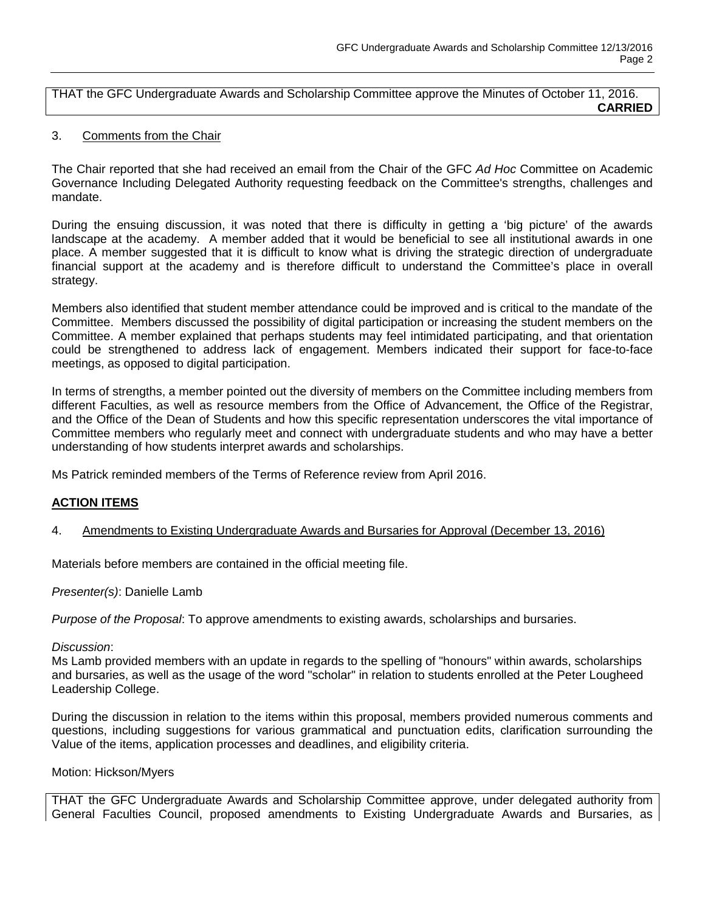THAT the GFC Undergraduate Awards and Scholarship Committee approve the Minutes of October 11, 2016.
**CARRIED**

3. Comments from the Chair

The Chair reported that she had received an email from the Chair of the GFC *Ad Hoc* Committee on Academic Governance Including Delegated Authority requesting feedback on the Committee's strengths, challenges and mandate.

During the ensuing discussion, it was noted that there is difficulty in getting a 'big picture' of the awards landscape at the academy. A member added that it would be beneficial to see all institutional awards in one place. A member suggested that it is difficult to know what is driving the strategic direction of undergraduate financial support at the academy and is therefore difficult to understand the Committee's place in overall strategy.

Members also identified that student member attendance could be improved and is critical to the mandate of the Committee. Members discussed the possibility of digital participation or increasing the student members on the Committee. A member explained that perhaps students may feel intimidated participating, and that orientation could be strengthened to address lack of engagement. Members indicated their support for face-to-face meetings, as opposed to digital participation.

In terms of strengths, a member pointed out the diversity of members on the Committee including members from different Faculties, as well as resource members from the Office of Advancement, the Office of the Registrar, and the Office of the Dean of Students and how this specific representation underscores the vital importance of Committee members who regularly meet and connect with undergraduate students and who may have a better understanding of how students interpret awards and scholarships.

Ms Patrick reminded members of the Terms of Reference review from April 2016.

## ACTION ITEMS

4. Amendments to Existing Undergraduate Awards and Bursaries for Approval (December 13, 2016)

Materials before members are contained in the official meeting file.

*Presenter(s)*: Danielle Lamb

*Purpose of the Proposal*: To approve amendments to existing awards, scholarships and bursaries.

*Discussion*:
Ms Lamb provided members with an update in regards to the spelling of "honours" within awards, scholarships and bursaries, as well as the usage of the word "scholar" in relation to students enrolled at the Peter Lougheed Leadership College.

During the discussion in relation to the items within this proposal, members provided numerous comments and questions, including suggestions for various grammatical and punctuation edits, clarification surrounding the Value of the items, application processes and deadlines, and eligibility criteria.

Motion: Hickson/Myers

THAT the GFC Undergraduate Awards and Scholarship Committee approve, under delegated authority from General Faculties Council, proposed amendments to Existing Undergraduate Awards and Bursaries, as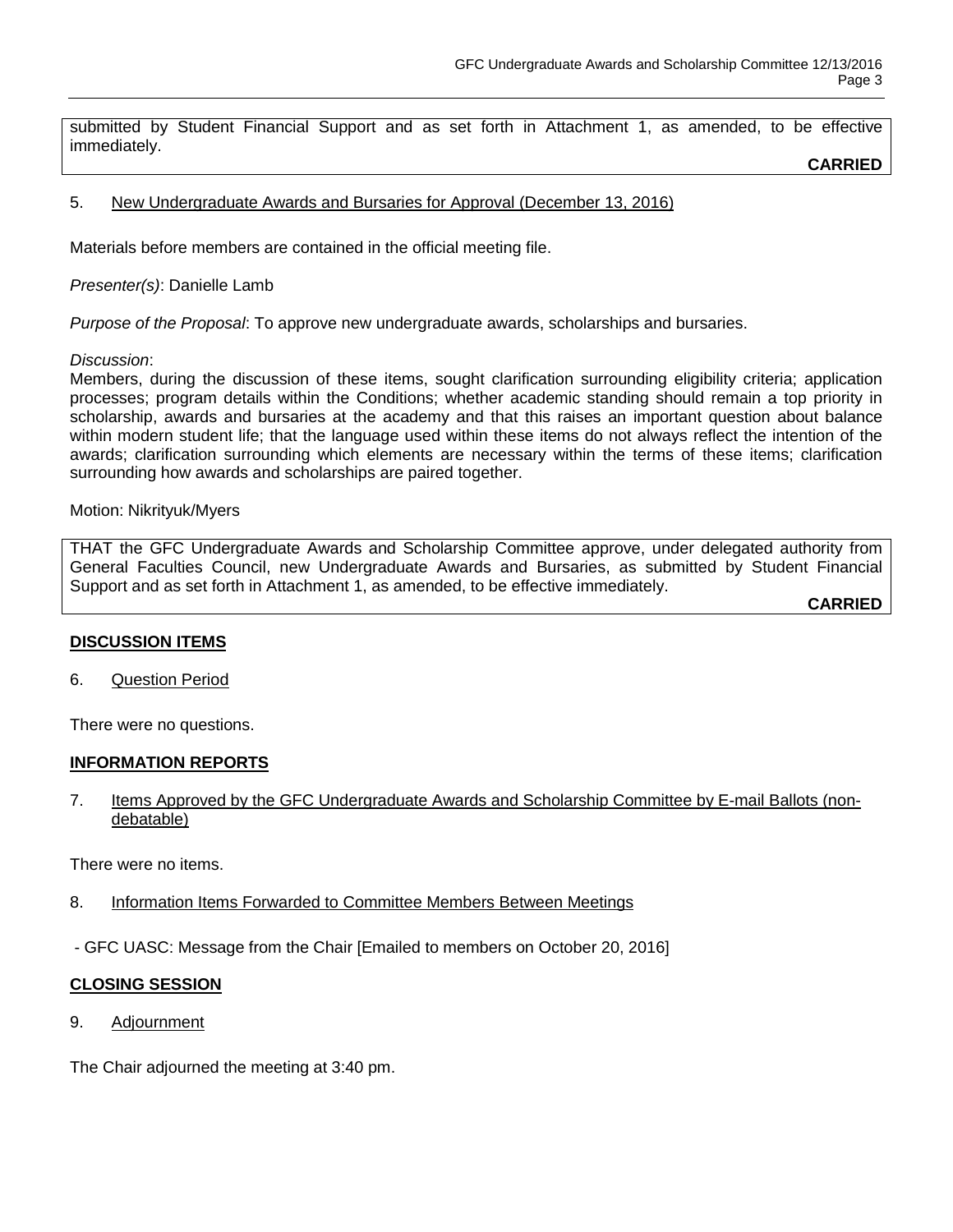submitted by Student Financial Support and as set forth in Attachment 1, as amended, to be effective immediately.

**CARRIED**

5. New Undergraduate Awards and Bursaries for Approval (December 13, 2016)

Materials before members are contained in the official meeting file.

*Presenter(s)*: Danielle Lamb

*Purpose of the Proposal*: To approve new undergraduate awards, scholarships and bursaries.

*Discussion*:
Members, during the discussion of these items, sought clarification surrounding eligibility criteria; application processes; program details within the Conditions; whether academic standing should remain a top priority in scholarship, awards and bursaries at the academy and that this raises an important question about balance within modern student life; that the language used within these items do not always reflect the intention of the awards; clarification surrounding which elements are necessary within the terms of these items; clarification surrounding how awards and scholarships are paired together.

Motion: Nikrityuk/Myers

THAT the GFC Undergraduate Awards and Scholarship Committee approve, under delegated authority from General Faculties Council, new Undergraduate Awards and Bursaries, as submitted by Student Financial Support and as set forth in Attachment 1, as amended, to be effective immediately.

**CARRIED**

## DISCUSSION ITEMS

6. Question Period

There were no questions.

## INFORMATION REPORTS

7. Items Approved by the GFC Undergraduate Awards and Scholarship Committee by E-mail Ballots (non-debatable)

There were no items.

8. Information Items Forwarded to Committee Members Between Meetings

- GFC UASC: Message from the Chair [Emailed to members on October 20, 2016]

## CLOSING SESSION

9. Adjournment

The Chair adjourned the meeting at 3:40 pm.